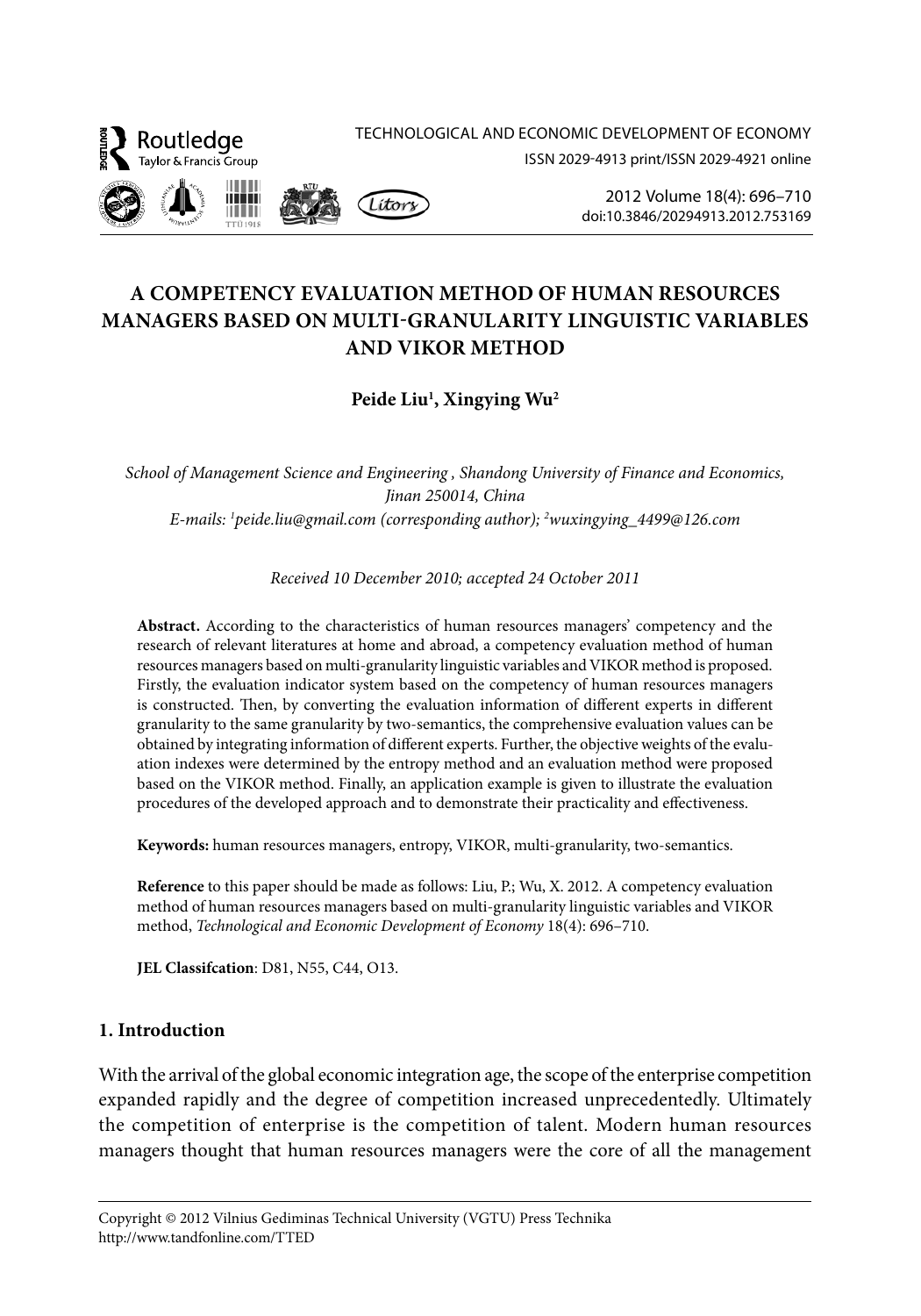# A COMPETENCY EVALUATION METHOD OF HUMAN RESOURCES MANAGERS BASED ON MULTI-GRANULARITY LINGUISTIC VARIABLES AND VIKOR METHOD

**Peide Liu[1], Xingying Wu[2]**

*School of Management Science and Engineering , Shandong University of Finance and Economics, Jinan 250014, China*
*E-mails: [1]peide.liu@gmail.com (corresponding author); [2]wuxingying_4499@126.com*

*Received 10 December 2010; accepted 24 October 2011*

**Abstract.** According to the characteristics of human resources managers' competency and the research of relevant literatures at home and abroad, a competency evaluation method of human resources managers based on multi-granularity linguistic variables and VIKOR method is proposed. Firstly, the evaluation indicator system based on the competency of human resources managers is constructed. Then, by converting the evaluation information of different experts in different granularity to the same granularity by two-semantics, the comprehensive evaluation values can be obtained by integrating information of different experts. Further, the objective weights of the evaluation indexes were determined by the entropy method and an evaluation method were proposed based on the VIKOR method. Finally, an application example is given to illustrate the evaluation procedures of the developed approach and to demonstrate their practicality and effectiveness.

**Keywords:** human resources managers, entropy, VIKOR, multi-granularity, two-semantics.

**Reference** to this paper should be made as follows: Liu, P.; Wu, X. 2012. A competency evaluation method of human resources managers based on multi-granularity linguistic variables and VIKOR method, *Technological and Economic Development of Economy* 18(4): 696–710.

**JEL Classifcation**: D81, N55, C44, O13.

## 1. Introduction

With the arrival of the global economic integration age, the scope of the enterprise competition expanded rapidly and the degree of competition increased unprecedentedly. Ultimately the competition of enterprise is the competition of talent. Modern human resources managers thought that human resources managers were the core of all the management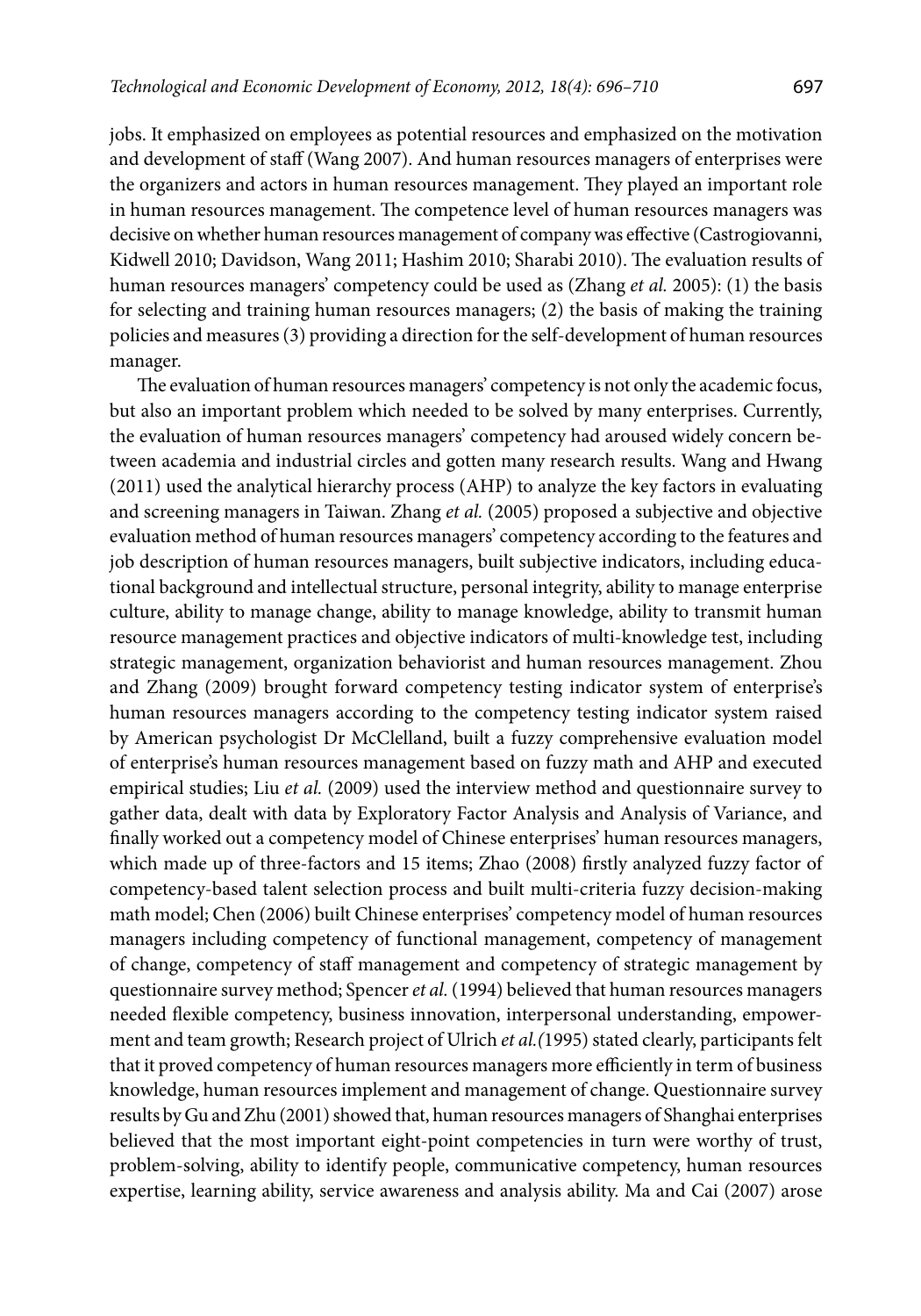jobs. It emphasized on employees as potential resources and emphasized on the motivation and development of staff (Wang 2007). And human resources managers of enterprises were the organizers and actors in human resources management. They played an important role in human resources management. The competence level of human resources managers was decisive on whether human resources management of company was effective (Castrogiovanni, Kidwell 2010; Davidson, Wang 2011; Hashim 2010; Sharabi 2010). The evaluation results of human resources managers' competency could be used as (Zhang *et al.* 2005): (1) the basis for selecting and training human resources managers; (2) the basis of making the training policies and measures (3) providing a direction for the self-development of human resources manager.

The evaluation of human resources managers' competency is not only the academic focus, but also an important problem which needed to be solved by many enterprises. Currently, the evaluation of human resources managers' competency had aroused widely concern between academia and industrial circles and gotten many research results. Wang and Hwang (2011) used the analytical hierarchy process (AHP) to analyze the key factors in evaluating and screening managers in Taiwan. Zhang *et al.* (2005) proposed a subjective and objective evaluation method of human resources managers' competency according to the features and job description of human resources managers, built subjective indicators, including educational background and intellectual structure, personal integrity, ability to manage enterprise culture, ability to manage change, ability to manage knowledge, ability to transmit human resource management practices and objective indicators of multi-knowledge test, including strategic management, organization behaviorist and human resources management. Zhou and Zhang (2009) brought forward competency testing indicator system of enterprise's human resources managers according to the competency testing indicator system raised by American psychologist Dr McClelland, built a fuzzy comprehensive evaluation model of enterprise's human resources management based on fuzzy math and AHP and executed empirical studies; Liu *et al.* (2009) used the interview method and questionnaire survey to gather data, dealt with data by Exploratory Factor Analysis and Analysis of Variance, and finally worked out a competency model of Chinese enterprises' human resources managers, which made up of three-factors and 15 items; Zhao (2008) firstly analyzed fuzzy factor of competency-based talent selection process and built multi-criteria fuzzy decision-making math model; Chen (2006) built Chinese enterprises' competency model of human resources managers including competency of functional management, competency of management of change, competency of staff management and competency of strategic management by questionnaire survey method; Spencer *et al.* (1994) believed that human resources managers needed flexible competency, business innovation, interpersonal understanding, empowerment and team growth; Research project of Ulrich *et al.*(1995) stated clearly, participants felt that it proved competency of human resources managers more efficiently in term of business knowledge, human resources implement and management of change. Questionnaire survey results by Gu and Zhu (2001) showed that, human resources managers of Shanghai enterprises believed that the most important eight-point competencies in turn were worthy of trust, problem-solving, ability to identify people, communicative competency, human resources expertise, learning ability, service awareness and analysis ability. Ma and Cai (2007) arose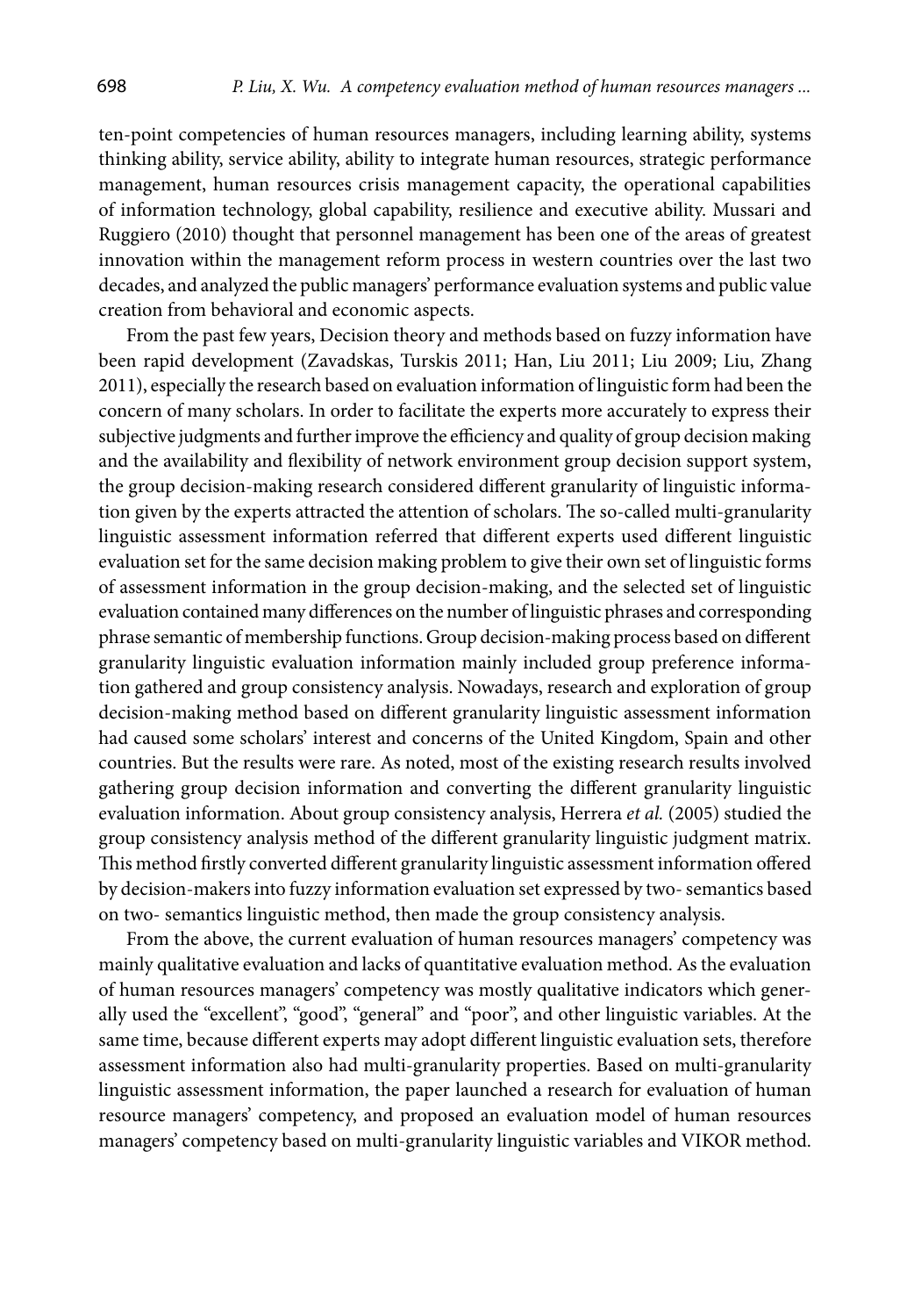ten-point competencies of human resources managers, including learning ability, systems thinking ability, service ability, ability to integrate human resources, strategic performance management, human resources crisis management capacity, the operational capabilities of information technology, global capability, resilience and executive ability. Mussari and Ruggiero (2010) thought that personnel management has been one of the areas of greatest innovation within the management reform process in western countries over the last two decades, and analyzed the public managers' performance evaluation systems and public value creation from behavioral and economic aspects.

From the past few years, Decision theory and methods based on fuzzy information have been rapid development (Zavadskas, Turskis 2011; Han, Liu 2011; Liu 2009; Liu, Zhang 2011), especially the research based on evaluation information of linguistic form had been the concern of many scholars. In order to facilitate the experts more accurately to express their subjective judgments and further improve the efficiency and quality of group decision making and the availability and flexibility of network environment group decision support system, the group decision-making research considered different granularity of linguistic information given by the experts attracted the attention of scholars. The so-called multi-granularity linguistic assessment information referred that different experts used different linguistic evaluation set for the same decision making problem to give their own set of linguistic forms of assessment information in the group decision-making, and the selected set of linguistic evaluation contained many differences on the number of linguistic phrases and corresponding phrase semantic of membership functions. Group decision-making process based on different granularity linguistic evaluation information mainly included group preference information gathered and group consistency analysis. Nowadays, research and exploration of group decision-making method based on different granularity linguistic assessment information had caused some scholars' interest and concerns of the United Kingdom, Spain and other countries. But the results were rare. As noted, most of the existing research results involved gathering group decision information and converting the different granularity linguistic evaluation information. About group consistency analysis, Herrera *et al.* (2005) studied the group consistency analysis method of the different granularity linguistic judgment matrix. This method firstly converted different granularity linguistic assessment information offered by decision-makers into fuzzy information evaluation set expressed by two- semantics based on two- semantics linguistic method, then made the group consistency analysis.

From the above, the current evaluation of human resources managers' competency was mainly qualitative evaluation and lacks of quantitative evaluation method. As the evaluation of human resources managers' competency was mostly qualitative indicators which generally used the "excellent", "good", "general" and "poor", and other linguistic variables. At the same time, because different experts may adopt different linguistic evaluation sets, therefore assessment information also had multi-granularity properties. Based on multi-granularity linguistic assessment information, the paper launched a research for evaluation of human resource managers' competency, and proposed an evaluation model of human resources managers' competency based on multi-granularity linguistic variables and VIKOR method.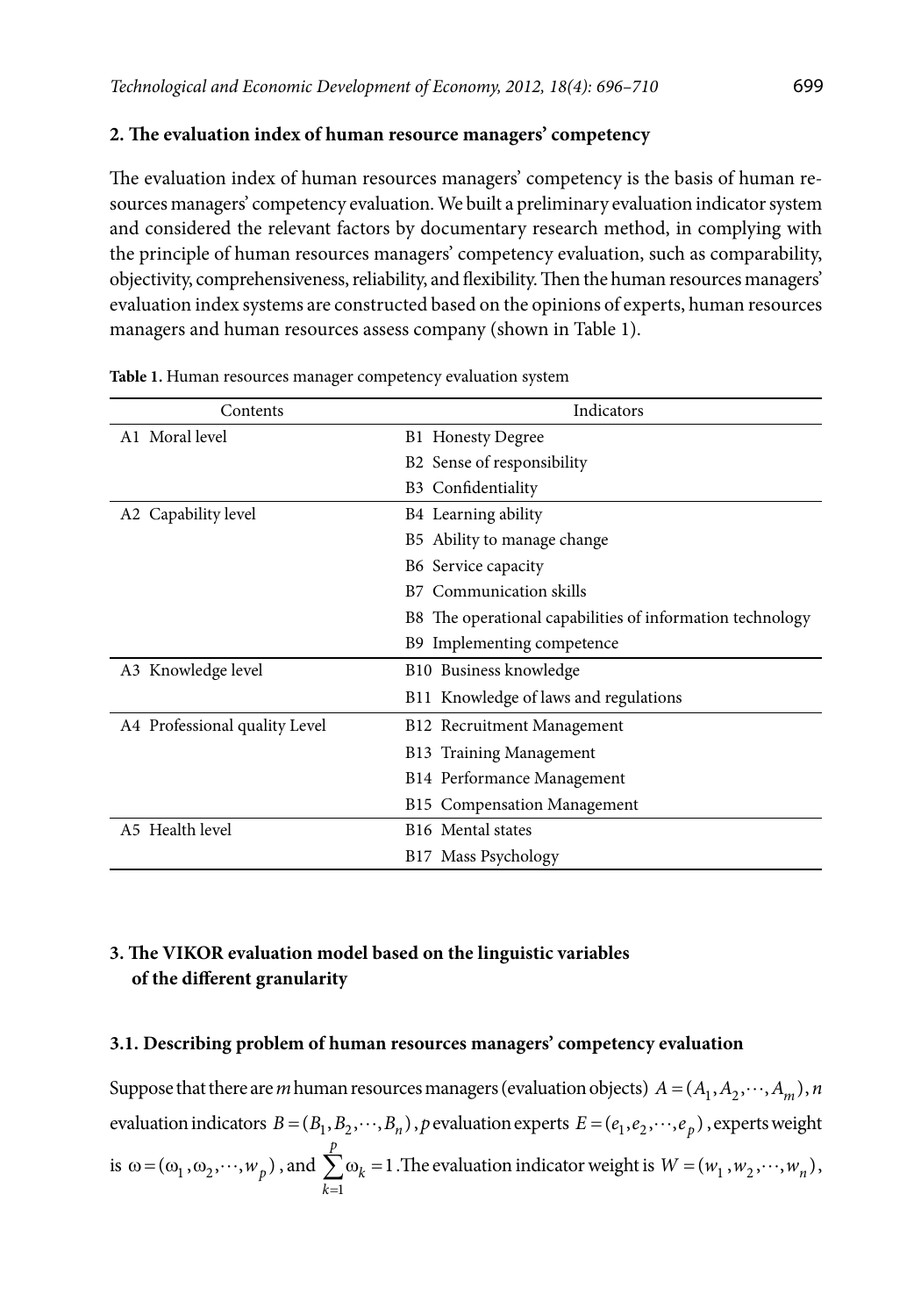## 2. The evaluation index of human resource managers' competency

The evaluation index of human resources managers' competency is the basis of human resources managers' competency evaluation. We built a preliminary evaluation indicator system and considered the relevant factors by documentary research method, in complying with the principle of human resources managers' competency evaluation, such as comparability, objectivity, comprehensiveness, reliability, and flexibility. Then the human resources managers' evaluation index systems are constructed based on the opinions of experts, human resources managers and human resources assess company (shown in Table 1).

**Table 1.** Human resources manager competency evaluation system

| Contents | Indicators |
|---|---|
| A1 Moral level | B1 Honesty Degree |
| | B2 Sense of responsibility |
| | B3 Confidentiality |
| A2 Capability level | B4 Learning ability |
| | B5 Ability to manage change |
| | B6 Service capacity |
| | B7 Communication skills |
| | B8 The operational capabilities of information technology |
| | B9 Implementing competence |
| A3 Knowledge level | B10 Business knowledge |
| | B11 Knowledge of laws and regulations |
| A4 Professional quality Level | B12 Recruitment Management |
| | B13 Training Management |
| | B14 Performance Management |
| | B15 Compensation Management |
| A5 Health level | B16 Mental states |
| | B17 Mass Psychology |

## 3. The VIKOR evaluation model based on the linguistic variables of the different granularity

### 3.1. Describing problem of human resources managers' competency evaluation

Suppose that there are $m$ human resources managers (evaluation objects) $A = (A_1, A_2, \cdots, A_m)$, $n$ evaluation indicators $B = (B_1, B_2, \cdots, B_n)$, $p$ evaluation experts $E = (e_1, e_2, \cdots, e_p)$, experts weight is $\omega = (\omega_1, \omega_2, \cdots, w_p)$, and $\sum_{k=1}^{p} \omega_k = 1$. The evaluation indicator weight is $W = (w_1, w_2, \cdots, w_n)$,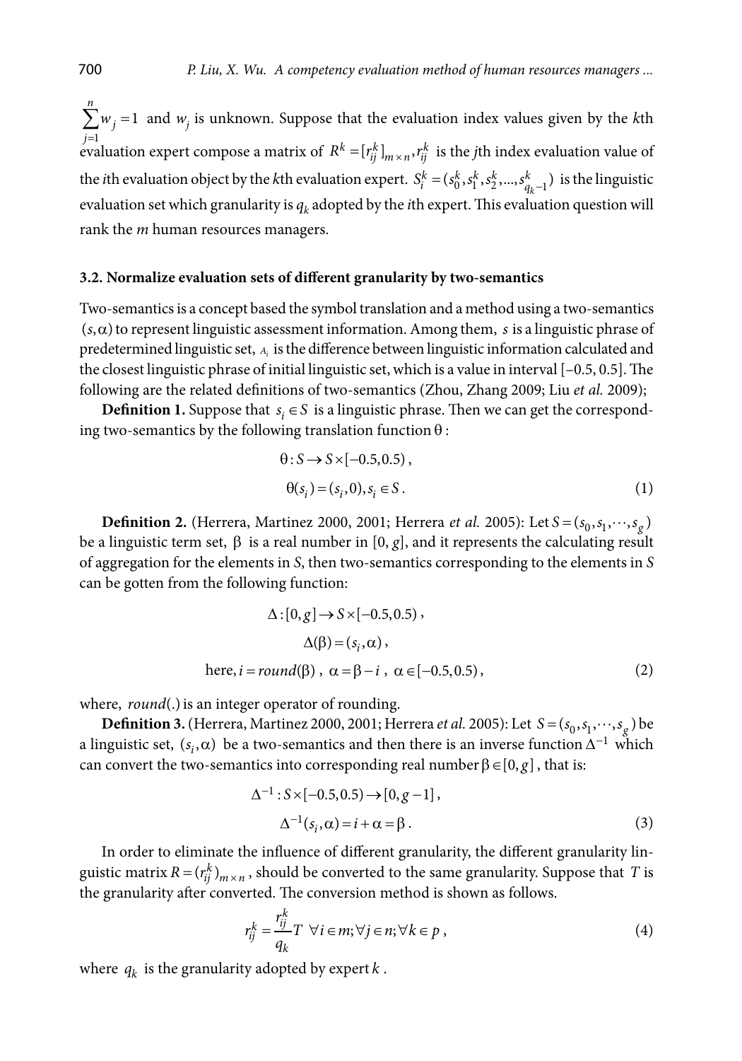$\sum_{j=1}^{n} w_j = 1$ and $w_j$ is unknown. Suppose that the evaluation index values given by the *k*th evaluation expert compose a matrix of $R^k = [r_{ij}^k]_{m \times n}, r_{ij}^k$ is the *j*th index evaluation value of the *i*th evaluation object by the *k*th evaluation expert. $S_i^k = (s_0^k, s_1^k, s_2^k, ..., s_{q_k-1}^k)$ is the linguistic evaluation set which granularity is $q_k$ adopted by the *i*th expert. This evaluation question will rank the *m* human resources managers.

### 3.2. Normalize evaluation sets of different granularity by two-semantics

Two-semantics is a concept based the symbol translation and a method using a two-semantics $(s, \alpha)$ to represent linguistic assessment information. Among them, $s$ is a linguistic phrase of predetermined linguistic set, $A_i$ is the difference between linguistic information calculated and the closest linguistic phrase of initial linguistic set, which is a value in interval [–0.5, 0.5]. The following are the related definitions of two-semantics (Zhou, Zhang 2009; Liu *et al.* 2009);

**Definition 1.** Suppose that $s_i \in S$ is a linguistic phrase. Then we can get the corresponding two-semantics by the following translation function $\theta$ :

$$\theta : S \to S \times [-0.5, 0.5) ,$$

$$\theta(s_i) = (s_i, 0), s_i \in S . \tag{1}$$

**Definition 2.** (Herrera, Martinez 2000, 2001; Herrera *et al.* 2005): Let $S = (s_0, s_1, \cdots, s_g)$ be a linguistic term set, $\beta$ is a real number in [0, *g*], and it represents the calculating result of aggregation for the elements in *S*, then two-semantics corresponding to the elements in *S* can be gotten from the following function:

$$\Delta : [0, g] \to S \times [-0.5, 0.5) ,$$

$$\Delta(\beta) = (s_i, \alpha) ,$$

$$\text{here, } i = round(\beta) ,\ \alpha = \beta - i ,\ \alpha \in [-0.5, 0.5) , \tag{2}$$

where, *round*(.) is an integer operator of rounding.

**Definition 3.** (Herrera, Martinez 2000, 2001; Herrera *et al.* 2005): Let $S = (s_0, s_1, \cdots, s_g)$ be a linguistic set, $(s_i, \alpha)$ be a two-semantics and then there is an inverse function $\Delta^{-1}$ which can convert the two-semantics into corresponding real number $\beta \in [0, g]$ , that is:

$$\Delta^{-1} : S \times [-0.5, 0.5) \to [0, g-1] ,$$

$$\Delta^{-1}(s_i, \alpha) = i + \alpha = \beta . \tag{3}$$

In order to eliminate the influence of different granularity, the different granularity linguistic matrix $R = (r_{ij}^k)_{m \times n}$ , should be converted to the same granularity. Suppose that $T$ is the granularity after converted. The conversion method is shown as follows.

$$r_{ij}^k = \frac{r_{ij}^k}{q_k} T \ \ \forall i \in m; \forall j \in n; \forall k \in p , \tag{4}$$

where $q_k$ is the granularity adopted by expert $k$ .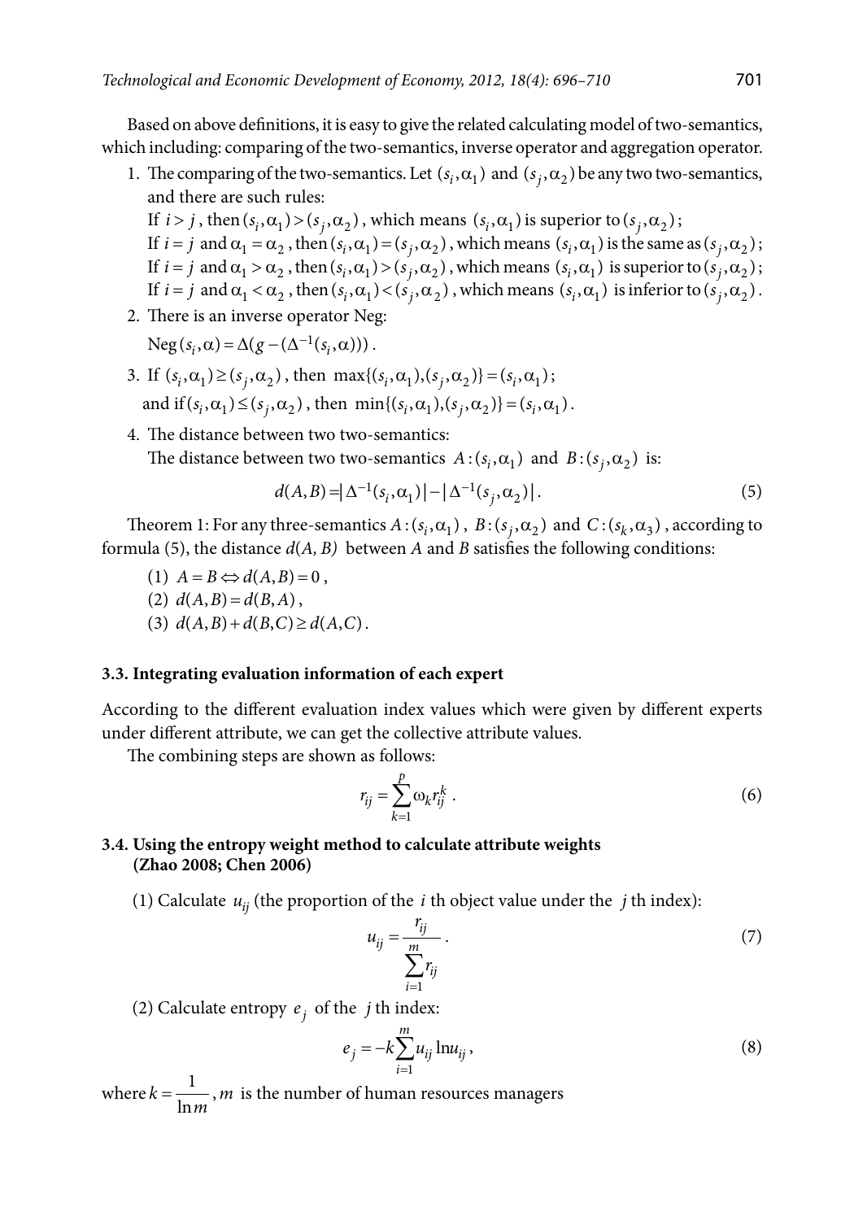Based on above definitions, it is easy to give the related calculating model of two-semantics, which including: comparing of the two-semantics, inverse operator and aggregation operator.

1. The comparing of the two-semantics. Let $(s_i,\alpha_1)$ and $(s_j,\alpha_2)$ be any two two-semantics, and there are such rules:
   If $i > j$, then $(s_i,\alpha_1) > (s_j,\alpha_2)$, which means $(s_i,\alpha_1)$ is superior to $(s_j,\alpha_2)$;
   If $i = j$ and $\alpha_1 = \alpha_2$, then $(s_i,\alpha_1) = (s_j,\alpha_2)$, which means $(s_i,\alpha_1)$ is the same as $(s_j,\alpha_2)$;
   If $i = j$ and $\alpha_1 > \alpha_2$, then $(s_i,\alpha_1) > (s_j,\alpha_2)$, which means $(s_i,\alpha_1)$ is superior to $(s_j,\alpha_2)$;
   If $i = j$ and $\alpha_1 < \alpha_2$, then $(s_i,\alpha_1) < (s_j,\alpha_2)$, which means $(s_i,\alpha_1)$ is inferior to $(s_j,\alpha_2)$.
2. There is an inverse operator Neg:
   $\mathrm{Neg}(s_i,\alpha) = \Delta(g - (\Delta^{-1}(s_i,\alpha)))$.
3. If $(s_i,\alpha_1) \geq (s_j,\alpha_2)$, then $\max\{(s_i,\alpha_1),(s_j,\alpha_2)\} = (s_i,\alpha_1)$;
   and if $(s_i,\alpha_1) \leq (s_j,\alpha_2)$, then $\min\{(s_i,\alpha_1),(s_j,\alpha_2)\} = (s_i,\alpha_1)$.
4. The distance between two two-semantics:
   The distance between two two-semantics $A:(s_i,\alpha_1)$ and $B:(s_j,\alpha_2)$ is:

$$d(A,B) = \left| \Delta^{-1}(s_i,\alpha_1) \right| - \left| \Delta^{-1}(s_j,\alpha_2) \right|. \tag{5}$$

Theorem 1: For any three-semantics $A:(s_i,\alpha_1)$, $B:(s_j,\alpha_2)$ and $C:(s_k,\alpha_3)$, according to formula (5), the distance $d(A, B)$ between $A$ and $B$ satisfies the following conditions:

(1) $A = B \Leftrightarrow d(A,B) = 0$,
(2) $d(A,B) = d(B,A)$,
(3) $d(A,B) + d(B,C) \geq d(A,C)$.

### 3.3. Integrating evaluation information of each expert

According to the different evaluation index values which were given by different experts under different attribute, we can get the collective attribute values.

The combining steps are shown as follows:

$$r_{ij} = \sum_{k=1}^{p} \omega_k r_{ij}^k . \tag{6}$$

### 3.4. Using the entropy weight method to calculate attribute weights (Zhao 2008; Chen 2006)

(1) Calculate $u_{ij}$ (the proportion of the $i$ th object value under the $j$ th index):

$$u_{ij} = \frac{r_{ij}}{\sum_{i=1}^{m} r_{ij}} . \tag{7}$$

(2) Calculate entropy $e_j$ of the $j$ th index:

$$e_j = -k \sum_{i=1}^{m} u_{ij} \ln u_{ij} , \tag{8}$$

where $k = \frac{1}{\ln m}$, $m$ is the number of human resources managers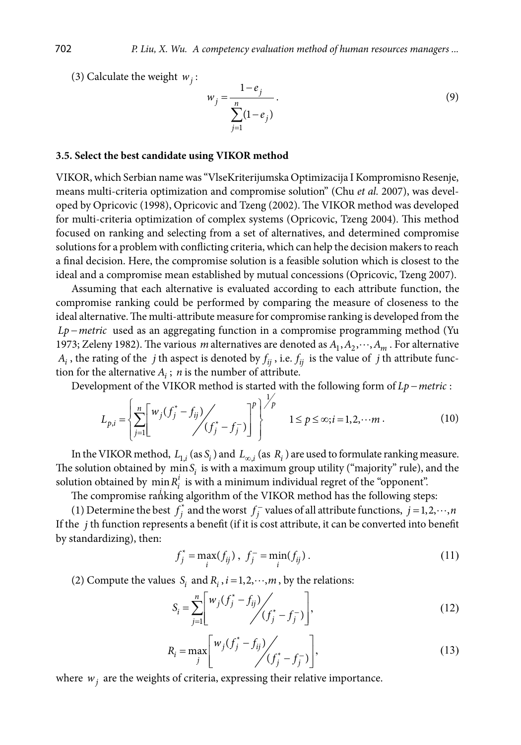(3) Calculate the weight $w_j$:

$$w_j = \frac{1-e_j}{\sum_{j=1}^{n}(1-e_j)}. \tag{9}$$

### 3.5. Select the best candidate using VIKOR method

VIKOR, which Serbian name was "VlseKriterijumska Optimizacija I Kompromisno Resenje, means multi-criteria optimization and compromise solution" (Chu *et al.* 2007), was developed by Opricovic (1998), Opricovic and Tzeng (2002). The VIKOR method was developed for multi-criteria optimization of complex systems (Opricovic, Tzeng 2004). This method focused on ranking and selecting from a set of alternatives, and determined compromise solutions for a problem with conflicting criteria, which can help the decision makers to reach a final decision. Here, the compromise solution is a feasible solution which is closest to the ideal and a compromise mean established by mutual concessions (Opricovic, Tzeng 2007).

Assuming that each alternative is evaluated according to each attribute function, the compromise ranking could be performed by comparing the measure of closeness to the ideal alternative. The multi-attribute measure for compromise ranking is developed from the $Lp-metric$ used as an aggregating function in a compromise programming method (Yu 1973; Zeleny 1982). The various $m$ alternatives are denoted as $A_1, A_2, \cdots, A_m$. For alternative $A_i$, the rating of the $j$ th aspect is denoted by $f_{ij}$, i.e. $f_{ij}$ is the value of $j$ th attribute function for the alternative $A_i$; $n$ is the number of attribute.

Development of the VIKOR method is started with the following form of $Lp-metric$:

$$L_{p,i} = \left\{ \sum_{j=1}^{n} \left[ w_j (f_j^* - f_{ij}) \Big/ (f_j^* - f_j^-) \right]^p \right\}^{1/p} \quad 1 \le p \le \infty; i = 1, 2, \cdots m. \tag{10}$$

In the VIKOR method, $L_{1,i}$ (as $S_i$) and $L_{\infty,i}$ (as $R_i$) are used to formulate ranking measure. The solution obtained by $\min_i S_i$ is with a maximum group utility ("majority" rule), and the solution obtained by $\min_i R_i$ is with a minimum individual regret of the "opponent".

The compromise ranking algorithm of the VIKOR method has the following steps:

(1) Determine the best $f_j^*$ and the worst $f_j^-$ values of all attribute functions, $j = 1, 2, \cdots, n$ If the $j$ th function represents a benefit (if it is cost attribute, it can be converted into benefit by standardizing), then:

$$f_j^* = \max_i (f_{ij}), \; f_j^- = \min_i (f_{ij}). \tag{11}$$

(2) Compute the values $S_i$ and $R_i$, $i = 1, 2, \cdots, m$, by the relations:

$$S_i = \sum_{j=1}^{n} \left[ w_j (f_j^* - f_{ij}) \Big/ (f_j^* - f_j^-) \right], \tag{12}$$

$$R_i = \max_j \left[ w_j (f_j^* - f_{ij}) \Big/ (f_j^* - f_j^-) \right], \tag{13}$$

where $w_j$ are the weights of criteria, expressing their relative importance.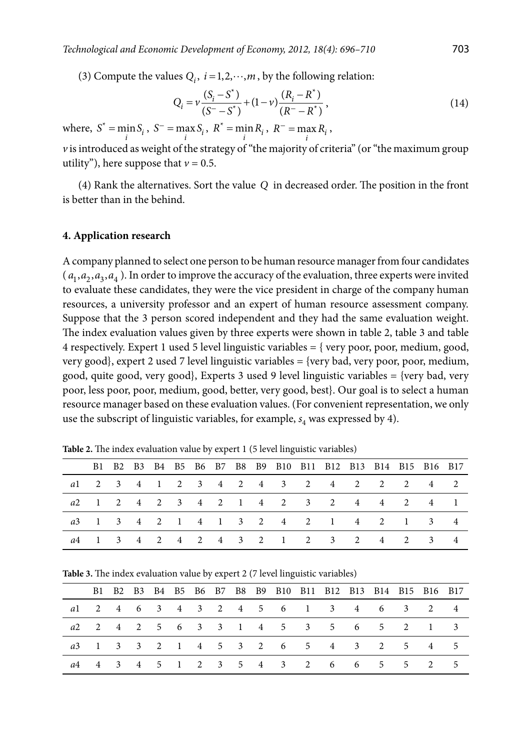(3) Compute the values $Q_i$, $i = 1, 2, \cdots, m$, by the following relation:

$$Q_i = v\frac{(S_i - S^*)}{(S^- - S^*)} + (1-v)\frac{(R_i - R^*)}{(R^- - R^*)}, \tag{14}$$

where, $S^* = \min_i S_i$, $S^- = \max_i S_i$, $R^* = \min_i R_i$, $R^- = \max_i R_i$,

$v$ is introduced as weight of the strategy of "the majority of criteria" (or "the maximum group utility"), here suppose that $v = 0.5$.

(4) Rank the alternatives. Sort the value $Q$ in decreased order. The position in the front is better than in the behind.

#### 4. Application research

A company planned to select one person to be human resource manager from four candidates ($a_1, a_2, a_3, a_4$). In order to improve the accuracy of the evaluation, three experts were invited to evaluate these candidates, they were the vice president in charge of the company human resources, a university professor and an expert of human resource assessment company. Suppose that the 3 person scored independent and they had the same evaluation weight. The index evaluation values given by three experts were shown in table 2, table 3 and table 4 respectively. Expert 1 used 5 level linguistic variables = { very poor, poor, medium, good, very good}, expert 2 used 7 level linguistic variables = {very bad, very poor, poor, medium, good, quite good, very good}, Experts 3 used 9 level linguistic variables = {very bad, very poor, less poor, poor, medium, good, better, very good, best}. Our goal is to select a human resource manager based on these evaluation values. (For convenient representation, we only use the subscript of linguistic variables, for example, $s_4$ was expressed by 4).

**Table 2.** The index evaluation value by expert 1 (5 level linguistic variables)

| | B1 | B2 | B3 | B4 | B5 | B6 | B7 | B8 | B9 | B10 | B11 | B12 | B13 | B14 | B15 | B16 | B17 |
|---|---|---|---|---|---|---|---|---|---|---|---|---|---|---|---|---|---|
| $a1$ | 2 | 3 | 4 | 1 | 2 | 3 | 4 | 2 | 4 | 3 | 2 | 4 | 2 | 2 | 2 | 4 | 2 |
| $a2$ | 1 | 2 | 4 | 2 | 3 | 4 | 2 | 1 | 4 | 2 | 3 | 2 | 4 | 4 | 2 | 4 | 1 |
| $a3$ | 1 | 3 | 4 | 2 | 1 | 4 | 1 | 3 | 2 | 4 | 2 | 1 | 4 | 2 | 1 | 3 | 4 |
| $a4$ | 1 | 3 | 4 | 2 | 4 | 2 | 4 | 3 | 2 | 1 | 2 | 3 | 2 | 4 | 2 | 3 | 4 |

**Table 3.** The index evaluation value by expert 2 (7 level linguistic variables)

| | B1 | B2 | B3 | B4 | B5 | B6 | B7 | B8 | B9 | B10 | B11 | B12 | B13 | B14 | B15 | B16 | B17 |
|---|---|---|---|---|---|---|---|---|---|---|---|---|---|---|---|---|---|
| $a1$ | 2 | 4 | 6 | 3 | 4 | 3 | 2 | 4 | 5 | 6 | 1 | 3 | 4 | 6 | 3 | 2 | 4 |
| $a2$ | 2 | 4 | 2 | 5 | 6 | 3 | 3 | 1 | 4 | 5 | 3 | 5 | 6 | 5 | 2 | 1 | 3 |
| $a3$ | 1 | 3 | 3 | 2 | 1 | 4 | 5 | 3 | 2 | 6 | 5 | 4 | 3 | 2 | 5 | 4 | 5 |
| $a4$ | 4 | 3 | 4 | 5 | 1 | 2 | 3 | 5 | 4 | 3 | 2 | 6 | 6 | 5 | 5 | 2 | 5 |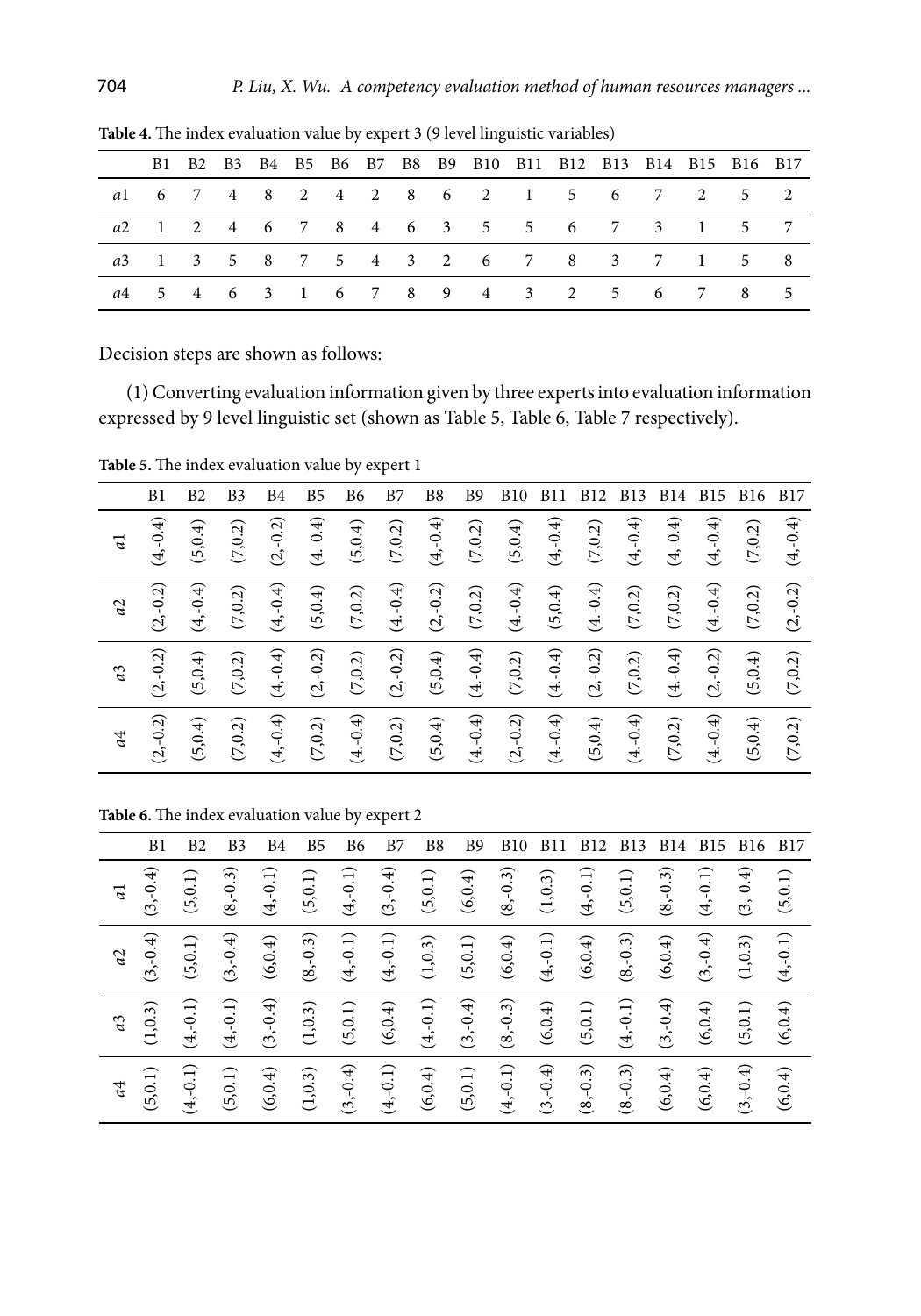**Table 4.** The index evaluation value by expert 3 (9 level linguistic variables)

| | B1 | B2 | B3 | B4 | B5 | B6 | B7 | B8 | B9 | B10 | B11 | B12 | B13 | B14 | B15 | B16 | B17 |
|---|---|---|---|---|---|---|---|---|---|---|---|---|---|---|---|---|---|
| *a*1 | 6 | 7 | 4 | 8 | 2 | 4 | 2 | 8 | 6 | 2 | 1 | 5 | 6 | 7 | 2 | 5 | 2 |
| *a*2 | 1 | 2 | 4 | 6 | 7 | 8 | 4 | 6 | 3 | 5 | 5 | 6 | 7 | 3 | 1 | 5 | 7 |
| *a*3 | 1 | 3 | 5 | 8 | 7 | 5 | 4 | 3 | 2 | 6 | 7 | 8 | 3 | 7 | 1 | 5 | 8 |
| *a*4 | 5 | 4 | 6 | 3 | 1 | 6 | 7 | 8 | 9 | 4 | 3 | 2 | 5 | 6 | 7 | 8 | 5 |

Decision steps are shown as follows:

(1) Converting evaluation information given by three experts into evaluation information expressed by 9 level linguistic set (shown as Table 5, Table 6, Table 7 respectively).

**Table 5.** The index evaluation value by expert 1

| | B1 | B2 | B3 | B4 | B5 | B6 | B7 | B8 | B9 | B10 | B11 | B12 | B13 | B14 | B15 | B16 | B17 |
|---|---|---|---|---|---|---|---|---|---|---|---|---|---|---|---|---|---|
| *a*1 | (4,-0.4) | (5,0.4) | (7,0.2) | (2,-0.2) | (4,-0.4) | (5,0.4) | (7,0.2) | (4,-0.4) | (7,0.2) | (5,0.4) | (4,-0.4) | (7,0.2) | (4,-0.4) | (4,-0.4) | (4,-0.4) | (7,0.2) | (4,-0.4) |
| *a*2 | (2,-0.2) | (4,-0.4) | (7,0.2) | (4,-0.4) | (5,0.4) | (7,0.2) | (4.-0.4) | (2,-0.2) | (7,0.2) | (4.-0.4) | (5,0.4) | (4.-0.4) | (7,0.2) | (7,0.2) | (4.-0.4) | (7,0.2) | (2,-0.2) |
| *a*3 | (2,-0.2) | (5,0.4) | (7,0.2) | (4,-0.4) | (2,-0.2) | (7,0.2) | (2,-0.2) | (5,0.4) | (4.-0.4) | (7,0.2) | (4.-0.4) | (2,-0.2) | (7,0.2) | (4.-0.4) | (2,-0.2) | (5,0.4) | (7,0.2) |
| *a*4 | (2,-0.2) | (5,0.4) | (7,0.2) | (4,-0.4) | (7,0.2) | (4.-0.4) | (7,0.2) | (5,0.4) | (4.-0.4) | (2,-0.2) | (4.-0.4) | (5,0.4) | (4.-0.4) | (7,0.2) | (4.-0.4) | (5,0.4) | (7,0.2) |

**Table 6.** The index evaluation value by expert 2

| | B1 | B2 | B3 | B4 | B5 | B6 | B7 | B8 | B9 | B10 | B11 | B12 | B13 | B14 | B15 | B16 | B17 |
|---|---|---|---|---|---|---|---|---|---|---|---|---|---|---|---|---|---|
| *a*1 | (3,-0.4) | (5,0.1) | (8,-0.3) | (4,-0.1) | (5,0.1) | (4,-0.1) | (3,-0.4) | (5,0.1) | (6,0.4) | (8,-0.3) | (1,0.3) | (4,-0.1) | (5,0.1) | (8,-0.3) | (4,-0.1) | (3,-0.4) | (5,0.1) |
| *a*2 | (3,-0.4) | (5,0.1) | (3,-0.4) | (6,0.4) | (8,-0.3) | (4,-0.1) | (4,-0.1) | (1,0.3) | (5,0.1) | (6,0.4) | (4,-0.1) | (6,0.4) | (8,-0.3) | (6,0.4) | (3,-0.4) | (1,0.3) | (4,-0.1) |
| *a*3 | (1,0.3) | (4,-0.1) | (4,-0.1) | (3,-0.4) | (1,0.3) | (5,0.1) | (6,0.4) | (4,-0.1) | (3,-0.4) | (8,-0.3) | (6,0.4) | (5,0.1) | (4,-0.1) | (3,-0.4) | (6,0.4) | (5,0.1) | (6,0.4) |
| *a*4 | (5,0.1) | (4,-0.1) | (5,0.1) | (6,0.4) | (1,0.3) | (3,-0.4) | (4,-0.1) | (6,0.4) | (5,0.1) | (4,-0.1) | (3,-0.4) | (8,-0.3) | (8,-0.3) | (6,0.4) | (6,0.4) | (3,-0.4) | (6,0.4) |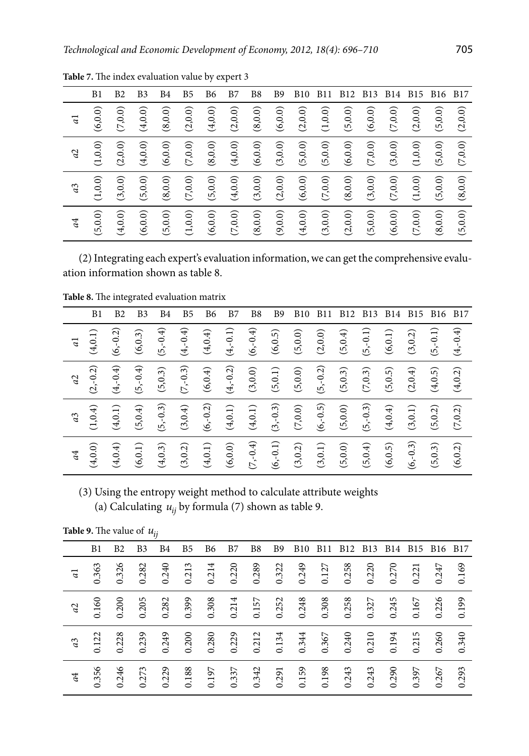**Table 7.** The index evaluation value by expert 3

| | B1 | B2 | B3 | B4 | B5 | B6 | B7 | B8 | B9 | B10 | B11 | B12 | B13 | B14 | B15 | B16 | B17 |
|---|---|---|---|---|---|---|---|---|---|---|---|---|---|---|---|---|---|
| *a*1 | (6,0.0) | (7,0.0) | (4,0.0) | (8,0.0) | (2,0.0) | (4,0.0) | (2,0.0) | (8,0.0) | (6,0.0) | (2,0.0) | (1,0.0) | (5,0.0) | (6,0.0) | (7,0.0) | (2,0.0) | (5,0.0) | (2,0.0) |
| *a*2 | (1,0.0) | (2,0.0) | (4,0.0) | (6,0.0) | (7,0.0) | (8,0.0) | (4,0.0) | (6,0.0) | (3,0.0) | (5,0.0) | (5,0.0) | (6,0.0) | (7,0.0) | (3,0.0) | (1,0.0) | (5,0.0) | (7,0.0) |
| *a*3 | (1,0.0) | (3,0.0) | (5,0.0) | (8,0.0) | (7,0.0) | (5,0.0) | (4,0.0) | (3,0.0) | (2,0.0) | (6,0.0) | (7,0.0) | (8,0.0) | (3,0.0) | (7,0.0) | (1,0.0) | (5,0.0) | (8,0.0) |
| *a*4 | (5,0.0) | (4,0.0) | (6,0.0) | (5,0.0) | (1,0.0) | (6,0.0) | (7,0.0) | (8,0.0) | (9,0.0) | (4,0.0) | (3,0.0) | (2,0.0) | (5,0.0) | (6,0.0) | (7,0.0) | (8,0.0) | (5,0.0) |

(2) Integrating each expert's evaluation information, we can get the comprehensive evaluation information shown as table 8.

**Table 8.** The integrated evaluation matrix

| | B1 | B2 | B3 | B4 | B5 | B6 | B7 | B8 | B9 | B10 | B11 | B12 | B13 | B14 | B15 | B16 | B17 |
|---|---|---|---|---|---|---|---|---|---|---|---|---|---|---|---|---|---|
| *a*1 | (4,0.1) | (6,-0.2) | (6,0.3) | (5,-0.4) | (4,-0.4) | (4,0.4) | (4,-0.1) | (6,-0.4) | (6,0.5) | (5,0.0) | (2,0.0) | (5,0.4) | (5,-0.1) | (6,0.1) | (3,0.2) | (5,-0.1) | (4,-0.4) |
| *a*2 | (2,-0.2) | (4,-0.4) | (5,-0.4) | (5,0.3) | (7,-0.3) | (6,0.4) | (4,-0.2) | (3,0.0) | (5,0.1) | (5,0.0) | (5,-0.2) | (5,0.3) | (7,0.3) | (5,0.5) | (2,0.4) | (4,0.5) | (4,0.2) |
| *a*3 | (1,0.4) | (4,0.1) | (5,0.4) | (5,-0.3) | (3,0.4) | (6,-0.2) | (4,0.1) | (4,0.1) | (3,-0.3) | (7,0.0) | (6,-0.5) | (5,0.0) | (5,-0.3) | (4,0.4) | (3,0.1) | (5,0.2) | (7,0.2) |
| *a*4 | (4,0.0) | (4,0.4) | (6,0.1) | (4,0.3) | (3,0.2) | (4,0.1) | (6,0.0) | (7,-0.4) | (6,-0.1) | (3,0.2) | (3,0.1) | (5,0.0) | (5,0.4) | (6,0.5) | (6,-0.3) | (5,0.3) | (6,0.2) |

(3) Using the entropy weight method to calculate attribute weights

(a) Calculating $u_{ij}$ by formula (7) shown as table 9.

**Table 9.** The value of $u_{ij}$

| | B1 | B2 | B3 | B4 | B5 | B6 | B7 | B8 | B9 | B10 | B11 | B12 | B13 | B14 | B15 | B16 | B17 |
|---|---|---|---|---|---|---|---|---|---|---|---|---|---|---|---|---|---|
| *a*1 | 0.363 | 0.326 | 0.282 | 0.240 | 0.213 | 0.214 | 0.220 | 0.289 | 0.322 | 0.249 | 0.127 | 0.258 | 0.220 | 0.270 | 0.221 | 0.247 | 0.169 |
| *a*2 | 0.160 | 0.200 | 0.205 | 0.282 | 0.399 | 0.308 | 0.214 | 0.157 | 0.252 | 0.248 | 0.308 | 0.258 | 0.327 | 0.245 | 0.167 | 0.226 | 0.199 |
| *a*3 | 0.122 | 0.228 | 0.239 | 0.249 | 0.200 | 0.280 | 0.229 | 0.212 | 0.134 | 0.344 | 0.367 | 0.240 | 0.210 | 0.194 | 0.215 | 0.260 | 0.340 |
| *a*4 | 0.356 | 0.246 | 0.273 | 0.229 | 0.188 | 0.197 | 0.337 | 0.342 | 0.291 | 0.159 | 0.198 | 0.243 | 0.243 | 0.290 | 0.397 | 0.267 | 0.293 |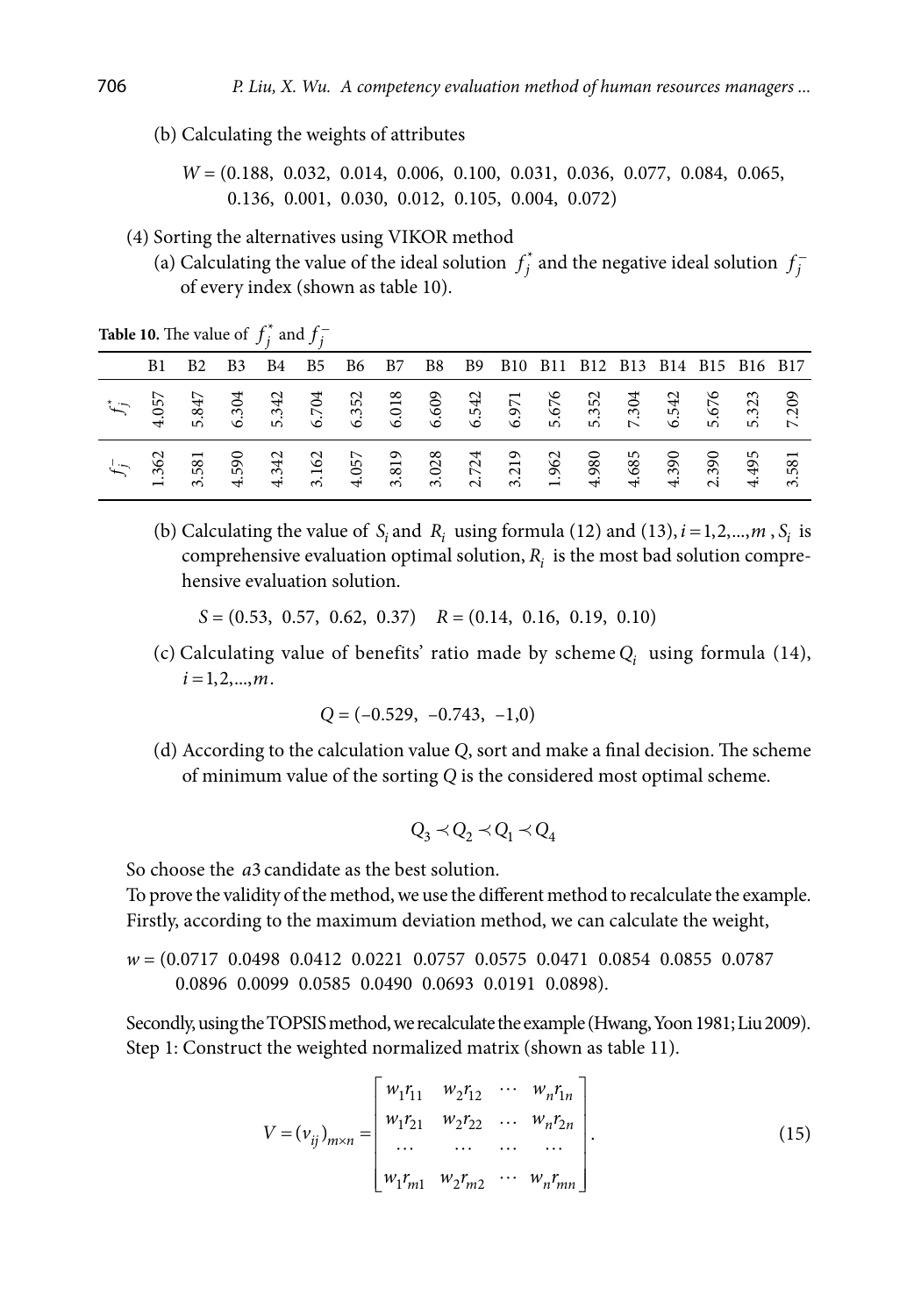(b) Calculating the weights of attributes

$W = (0.188,\ 0.032,\ 0.014,\ 0.006,\ 0.100,\ 0.031,\ 0.036,\ 0.077,\ 0.084,\ 0.065,\ 0.136,\ 0.001,\ 0.030,\ 0.012,\ 0.105,\ 0.004,\ 0.072)$

(4) Sorting the alternatives using VIKOR method

(a) Calculating the value of the ideal solution $f_j^*$ and the negative ideal solution $f_j^-$ of every index (shown as table 10).

**Table 10.** The value of $f_j^*$ and $f_j^-$

| | B1 | B2 | B3 | B4 | B5 | B6 | B7 | B8 | B9 | B10 | B11 | B12 | B13 | B14 | B15 | B16 | B17 |
|---|---|---|---|---|---|---|---|---|---|---|---|---|---|---|---|---|---|
| $f_j^*$ | 4.057 | 5.847 | 6.304 | 5.342 | 6.704 | 6.352 | 6.018 | 6.609 | 6.542 | 6.971 | 5.676 | 5.352 | 7.304 | 6.542 | 5.676 | 5.323 | 7.209 |
| $f_j^-$ | 1.362 | 3.581 | 4.590 | 4.342 | 3.162 | 4.057 | 3.819 | 3.028 | 2.724 | 3.219 | 1.962 | 4.980 | 4.685 | 4.390 | 2.390 | 4.495 | 3.581 |

(b) Calculating the value of $S_i$ and $R_i$ using formula (12) and (13), $i = 1,2,...,m$, $S_i$ is comprehensive evaluation optimal solution, $R_i$ is the most bad solution comprehensive evaluation solution.

$S = (0.53,\ 0.57,\ 0.62,\ 0.37)\quad R = (0.14,\ 0.16,\ 0.19,\ 0.10)$

(c) Calculating value of benefits' ratio made by scheme $Q_i$ using formula (14), $i = 1,2,...,m$.

$$Q = (-0.529,\ -0.743,\ -1{,}0)$$

(d) According to the calculation value $Q$, sort and make a final decision. The scheme of minimum value of the sorting $Q$ is the considered most optimal scheme.

$$Q_3 \prec Q_2 \prec Q_1 \prec Q_4$$

So choose the $a3$ candidate as the best solution.

To prove the validity of the method, we use the different method to recalculate the example. Firstly, according to the maximum deviation method, we can calculate the weight,

$w = (0.0717\ \ 0.0498\ \ 0.0412\ \ 0.0221\ \ 0.0757\ \ 0.0575\ \ 0.0471\ \ 0.0854\ \ 0.0855\ \ 0.0787\ \ 0.0896\ \ 0.0099\ \ 0.0585\ \ 0.0490\ \ 0.0693\ \ 0.0191\ \ 0.0898)$.

Secondly, using the TOPSIS method, we recalculate the example (Hwang, Yoon 1981; Liu 2009).

Step 1: Construct the weighted normalized matrix (shown as table 11).

$$V = (v_{ij})_{m\times n} = \begin{bmatrix} w_1 r_{11} & w_2 r_{12} & \cdots & w_n r_{1n} \\ w_1 r_{21} & w_2 r_{22} & \dots & w_n r_{2n} \\ \dots & \dots & \dots & \dots \\ w_1 r_{m1} & w_2 r_{m2} & \cdots & w_n r_{mn} \end{bmatrix}. \tag{15}$$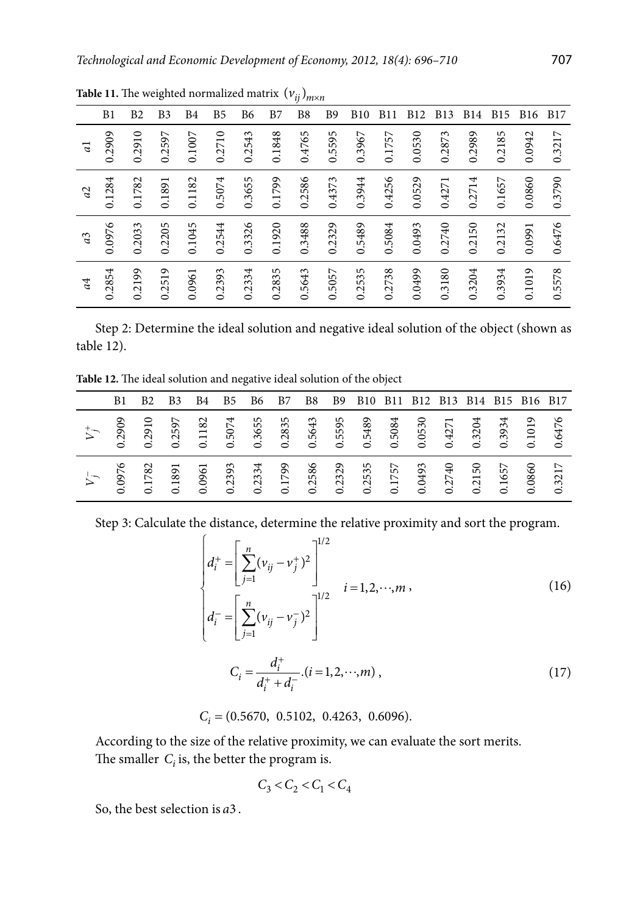**Table 11.** The weighted normalized matrix $(v_{ij})_{m \times n}$

| | B1 | B2 | B3 | B4 | B5 | B6 | B7 | B8 | B9 | B10 | B11 | B12 | B13 | B14 | B15 | B16 | B17 |
|---|---|---|---|---|---|---|---|---|---|---|---|---|---|---|---|---|---|
| *a*1 | 0.2909 | 0.2910 | 0.2597 | 0.1007 | 0.2710 | 0.2543 | 0.1848 | 0.4765 | 0.5595 | 0.3967 | 0.1757 | 0.0530 | 0.2873 | 0.2989 | 0.2185 | 0.0942 | 0.3217 |
| *a*2 | 0.1284 | 0.1782 | 0.1891 | 0.1182 | 0.5074 | 0.3655 | 0.1799 | 0.2586 | 0.4373 | 0.3944 | 0.4256 | 0.0529 | 0.4271 | 0.2714 | 0.1657 | 0.0860 | 0.3790 |
| *a*3 | 0.0976 | 0.2033 | 0.2205 | 0.1045 | 0.2544 | 0.3326 | 0.1920 | 0.3488 | 0.2329 | 0.5489 | 0.5084 | 0.0493 | 0.2740 | 0.2150 | 0.2132 | 0.0991 | 0.6476 |
| *a*4 | 0.2854 | 0.2199 | 0.2519 | 0.0961 | 0.2393 | 0.2334 | 0.2835 | 0.5643 | 0.5057 | 0.2535 | 0.2738 | 0.0499 | 0.3180 | 0.3204 | 0.3934 | 0.1019 | 0.5578 |

Step 2: Determine the ideal solution and negative ideal solution of the object (shown as table 12).

**Table 12.** The ideal solution and negative ideal solution of the object

| | B1 | B2 | B3 | B4 | B5 | B6 | B7 | B8 | B9 | B10 | B11 | B12 | B13 | B14 | B15 | B16 | B17 |
|---|---|---|---|---|---|---|---|---|---|---|---|---|---|---|---|---|---|
| $V_j^+$ | 0.2909 | 0.2910 | 0.2597 | 0.1182 | 0.5074 | 0.3655 | 0.2835 | 0.5643 | 0.5595 | 0.5489 | 0.5084 | 0.0530 | 0.4271 | 0.3204 | 0.3934 | 0.1019 | 0.6476 |
| $V_j^-$ | 0.0976 | 0.1782 | 0.1891 | 0.0961 | 0.2393 | 0.2334 | 0.1799 | 0.2586 | 0.2329 | 0.2535 | 0.1757 | 0.0493 | 0.2740 | 0.2150 | 0.1657 | 0.0860 | 0.3217 |

Step 3: Calculate the distance, determine the relative proximity and sort the program.

$$
\begin{cases}
d_i^+ = \left[ \sum_{j=1}^{n} (v_{ij} - v_j^+)^2 \right]^{1/2} \\
d_i^- = \left[ \sum_{j=1}^{n} (v_{ij} - v_j^-)^2 \right]^{1/2}
\end{cases}
\quad i = 1, 2, \cdots, m, \tag{16}
$$

$$
C_i = \frac{d_i^+}{d_i^+ + d_i^-} . (i = 1, 2, \cdots, m), \tag{17}
$$

$$
C_i = (0.5670,\ 0.5102,\ 0.4263,\ 0.6096).
$$

According to the size of the relative proximity, we can evaluate the sort merits.
The smaller $C_i$ is, the better the program is.

$$
C_3 < C_2 < C_1 < C_4
$$

So, the best selection is $a3$.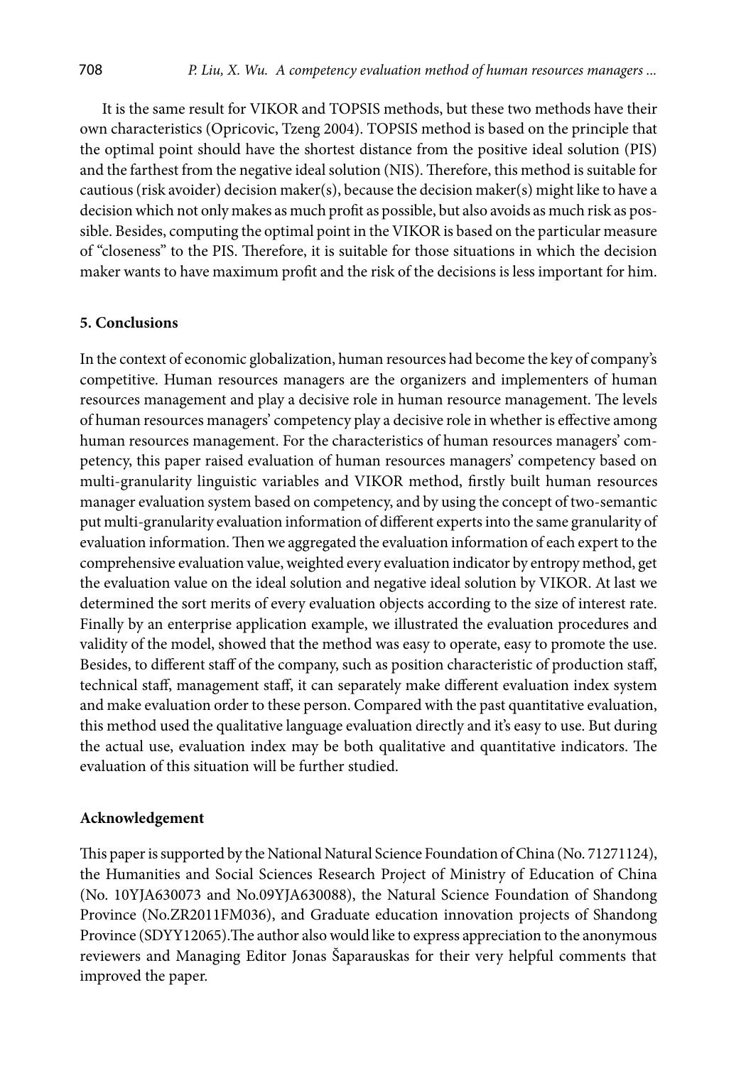It is the same result for VIKOR and TOPSIS methods, but these two methods have their own characteristics (Opricovic, Tzeng 2004). TOPSIS method is based on the principle that the optimal point should have the shortest distance from the positive ideal solution (PIS) and the farthest from the negative ideal solution (NIS). Therefore, this method is suitable for cautious (risk avoider) decision maker(s), because the decision maker(s) might like to have a decision which not only makes as much profit as possible, but also avoids as much risk as possible. Besides, computing the optimal point in the VIKOR is based on the particular measure of "closeness" to the PIS. Therefore, it is suitable for those situations in which the decision maker wants to have maximum profit and the risk of the decisions is less important for him.

## 5. Conclusions

In the context of economic globalization, human resources had become the key of company's competitive. Human resources managers are the organizers and implementers of human resources management and play a decisive role in human resource management. The levels of human resources managers' competency play a decisive role in whether is effective among human resources management. For the characteristics of human resources managers' competency, this paper raised evaluation of human resources managers' competency based on multi-granularity linguistic variables and VIKOR method, firstly built human resources manager evaluation system based on competency, and by using the concept of two-semantic put multi-granularity evaluation information of different experts into the same granularity of evaluation information. Then we aggregated the evaluation information of each expert to the comprehensive evaluation value, weighted every evaluation indicator by entropy method, get the evaluation value on the ideal solution and negative ideal solution by VIKOR. At last we determined the sort merits of every evaluation objects according to the size of interest rate. Finally by an enterprise application example, we illustrated the evaluation procedures and validity of the model, showed that the method was easy to operate, easy to promote the use. Besides, to different staff of the company, such as position characteristic of production staff, technical staff, management staff, it can separately make different evaluation index system and make evaluation order to these person. Compared with the past quantitative evaluation, this method used the qualitative language evaluation directly and it's easy to use. But during the actual use, evaluation index may be both qualitative and quantitative indicators. The evaluation of this situation will be further studied.

## Acknowledgement

This paper is supported by the National Natural Science Foundation of China (No. 71271124), the Humanities and Social Sciences Research Project of Ministry of Education of China (No. 10YJA630073 and No.09YJA630088), the Natural Science Foundation of Shandong Province (No.ZR2011FM036), and Graduate education innovation projects of Shandong Province (SDYY12065).The author also would like to express appreciation to the anonymous reviewers and Managing Editor Jonas Šaparauskas for their very helpful comments that improved the paper.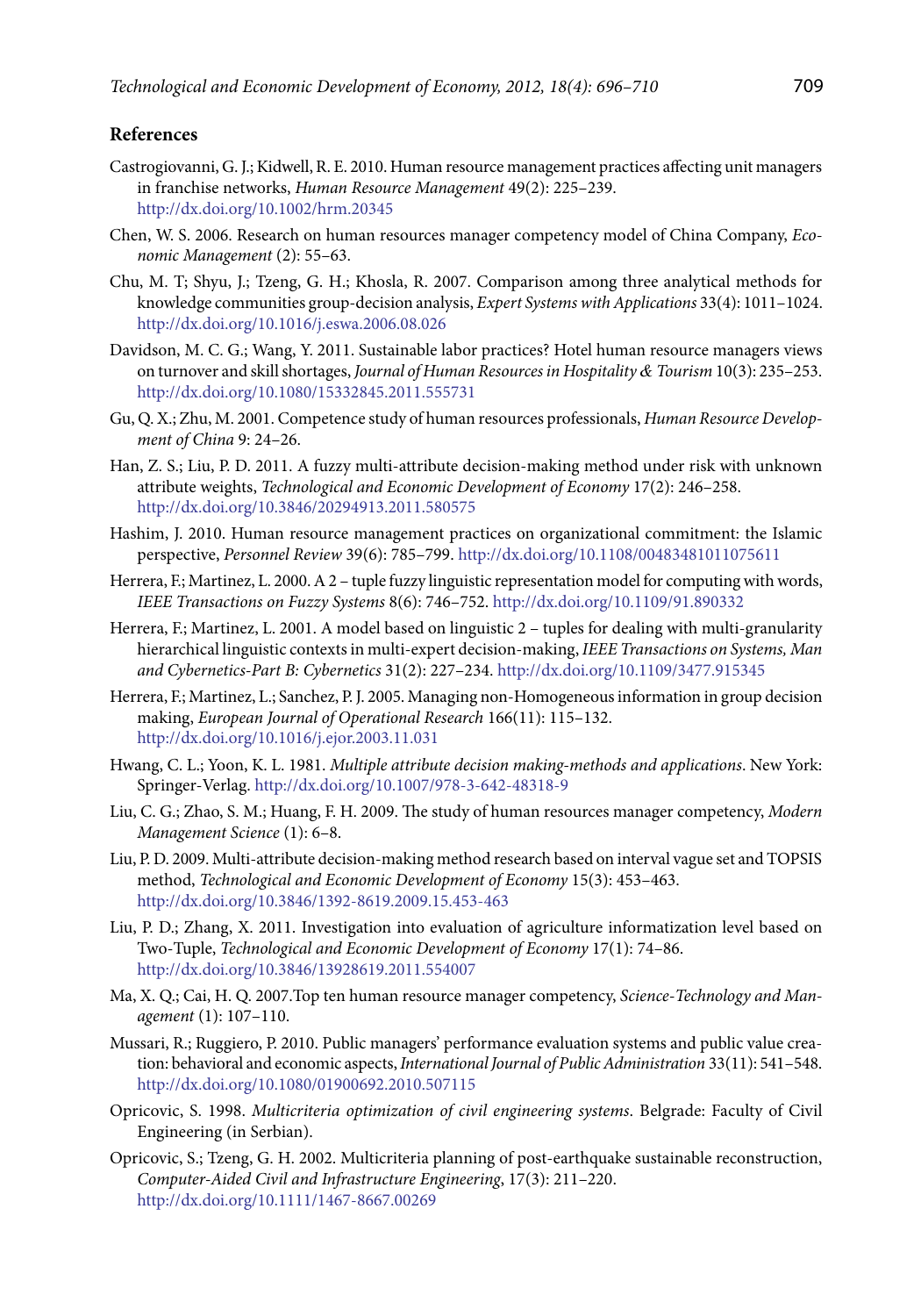## References

Castrogiovanni, G. J.; Kidwell, R. E. 2010. Human resource management practices affecting unit managers in franchise networks, *Human Resource Management* 49(2): 225–239. http://dx.doi.org/10.1002/hrm.20345

Chen, W. S. 2006. Research on human resources manager competency model of China Company, *Economic Management* (2): 55–63.

Chu, M. T; Shyu, J.; Tzeng, G. H.; Khosla, R. 2007. Comparison among three analytical methods for knowledge communities group-decision analysis, *Expert Systems with Applications* 33(4): 1011–1024. http://dx.doi.org/10.1016/j.eswa.2006.08.026

Davidson, M. C. G.; Wang, Y. 2011. Sustainable labor practices? Hotel human resource managers views on turnover and skill shortages, *Journal of Human Resources in Hospitality & Tourism* 10(3): 235–253. http://dx.doi.org/10.1080/15332845.2011.555731

Gu, Q. X.; Zhu, M. 2001. Competence study of human resources professionals, *Human Resource Development of China* 9: 24–26.

Han, Z. S.; Liu, P. D. 2011. A fuzzy multi-attribute decision-making method under risk with unknown attribute weights, *Technological and Economic Development of Economy* 17(2): 246–258. http://dx.doi.org/10.3846/20294913.2011.580575

Hashim, J. 2010. Human resource management practices on organizational commitment: the Islamic perspective, *Personnel Review* 39(6): 785–799. http://dx.doi.org/10.1108/00483481011075611

Herrera, F.; Martinez, L. 2000. A 2 – tuple fuzzy linguistic representation model for computing with words, *IEEE Transactions on Fuzzy Systems* 8(6): 746–752. http://dx.doi.org/10.1109/91.890332

Herrera, F.; Martinez, L. 2001. A model based on linguistic 2 – tuples for dealing with multi-granularity hierarchical linguistic contexts in multi-expert decision-making, *IEEE Transactions on Systems, Man and Cybernetics-Part B: Cybernetics* 31(2): 227–234. http://dx.doi.org/10.1109/3477.915345

Herrera, F.; Martinez, L.; Sanchez, P. J. 2005. Managing non-Homogeneous information in group decision making, *European Journal of Operational Research* 166(11): 115–132. http://dx.doi.org/10.1016/j.ejor.2003.11.031

Hwang, C. L.; Yoon, K. L. 1981. *Multiple attribute decision making-methods and applications*. New York: Springer-Verlag. http://dx.doi.org/10.1007/978-3-642-48318-9

Liu, C. G.; Zhao, S. M.; Huang, F. H. 2009. The study of human resources manager competency, *Modern Management Science* (1): 6–8.

Liu, P. D. 2009. Multi-attribute decision-making method research based on interval vague set and TOPSIS method, *Technological and Economic Development of Economy* 15(3): 453–463. http://dx.doi.org/10.3846/1392-8619.2009.15.453-463

Liu, P. D.; Zhang, X. 2011. Investigation into evaluation of agriculture informatization level based on Two-Tuple, *Technological and Economic Development of Economy* 17(1): 74–86. http://dx.doi.org/10.3846/13928619.2011.554007

Ma, X. Q.; Cai, H. Q. 2007.Top ten human resource manager competency, *Science-Technology and Management* (1): 107–110.

Mussari, R.; Ruggiero, P. 2010. Public managers' performance evaluation systems and public value creation: behavioral and economic aspects, *International Journal of Public Administration* 33(11): 541–548. http://dx.doi.org/10.1080/01900692.2010.507115

Opricovic, S. 1998. *Multicriteria optimization of civil engineering systems*. Belgrade: Faculty of Civil Engineering (in Serbian).

Opricovic, S.; Tzeng, G. H. 2002. Multicriteria planning of post-earthquake sustainable reconstruction, *Computer-Aided Civil and Infrastructure Engineering*, 17(3): 211–220. http://dx.doi.org/10.1111/1467-8667.00269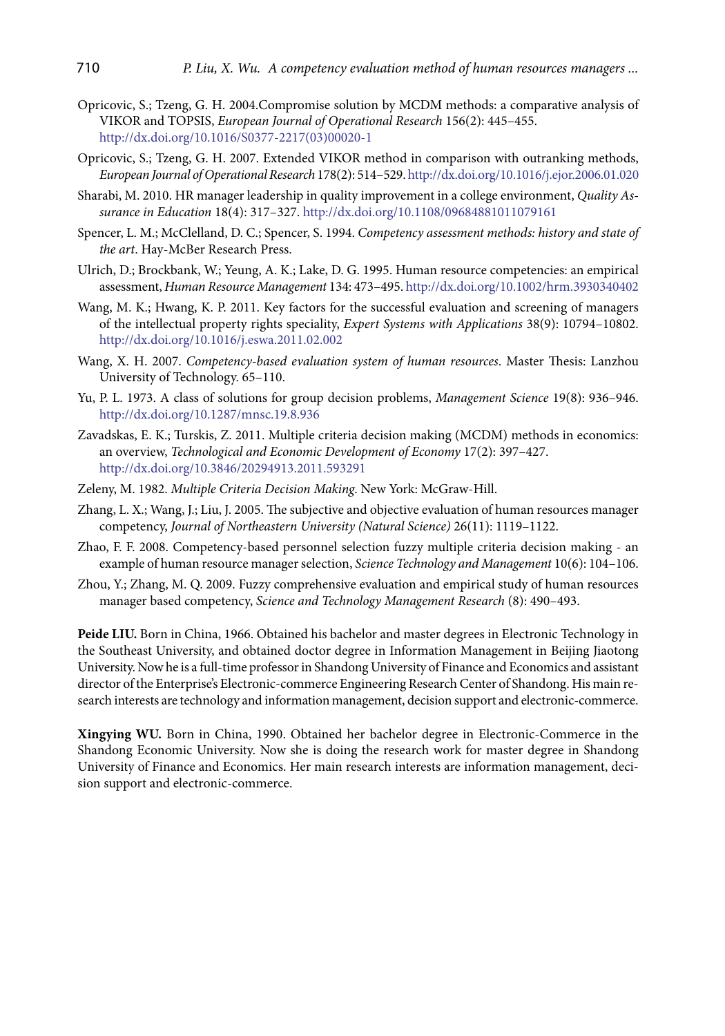Opricovic, S.; Tzeng, G. H. 2004.Compromise solution by MCDM methods: a comparative analysis of VIKOR and TOPSIS, *European Journal of Operational Research* 156(2): 445–455. http://dx.doi.org/10.1016/S0377-2217(03)00020-1

Opricovic, S.; Tzeng, G. H. 2007. Extended VIKOR method in comparison with outranking methods, *European Journal of Operational Research* 178(2): 514–529. http://dx.doi.org/10.1016/j.ejor.2006.01.020

Sharabi, M. 2010. HR manager leadership in quality improvement in a college environment, *Quality Assurance in Education* 18(4): 317–327. http://dx.doi.org/10.1108/09684881011079161

Spencer, L. M.; McClelland, D. C.; Spencer, S. 1994. *Competency assessment methods: history and state of the art*. Hay-McBer Research Press.

Ulrich, D.; Brockbank, W.; Yeung, A. K.; Lake, D. G. 1995. Human resource competencies: an empirical assessment, *Human Resource Management* 134: 473–495. http://dx.doi.org/10.1002/hrm.3930340402

Wang, M. K.; Hwang, K. P. 2011. Key factors for the successful evaluation and screening of managers of the intellectual property rights speciality, *Expert Systems with Applications* 38(9): 10794–10802. http://dx.doi.org/10.1016/j.eswa.2011.02.002

Wang, X. H. 2007. *Competency-based evaluation system of human resources*. Master Thesis: Lanzhou University of Technology. 65–110.

Yu, P. L. 1973. A class of solutions for group decision problems, *Management Science* 19(8): 936–946. http://dx.doi.org/10.1287/mnsc.19.8.936

Zavadskas, E. K.; Turskis, Z. 2011. Multiple criteria decision making (MCDM) methods in economics: an overview, *Technological and Economic Development of Economy* 17(2): 397–427. http://dx.doi.org/10.3846/20294913.2011.593291

Zeleny, M. 1982. *Multiple Criteria Decision Making*. New York: McGraw-Hill.

Zhang, L. X.; Wang, J.; Liu, J. 2005. The subjective and objective evaluation of human resources manager competency, *Journal of Northeastern University (Natural Science)* 26(11): 1119–1122.

Zhao, F. F. 2008. Competency-based personnel selection fuzzy multiple criteria decision making - an example of human resource manager selection, *Science Technology and Management* 10(6): 104–106.

Zhou, Y.; Zhang, M. Q. 2009. Fuzzy comprehensive evaluation and empirical study of human resources manager based competency, *Science and Technology Management Research* (8): 490–493.

**Peide LIU.** Born in China, 1966. Obtained his bachelor and master degrees in Electronic Technology in the Southeast University, and obtained doctor degree in Information Management in Beijing Jiaotong University. Now he is a full-time professor in Shandong University of Finance and Economics and assistant director of the Enterprise's Electronic-commerce Engineering Research Center of Shandong. His main research interests are technology and information management, decision support and electronic-commerce.

**Xingying WU.** Born in China, 1990. Obtained her bachelor degree in Electronic-Commerce in the Shandong Economic University. Now she is doing the research work for master degree in Shandong University of Finance and Economics. Her main research interests are information management, decision support and electronic-commerce.